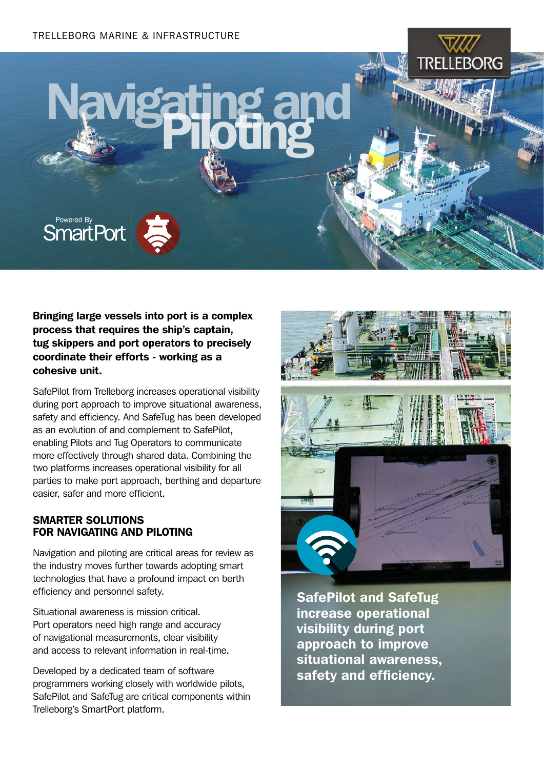TRELLEBORG MARINE & INFRASTRUCTURE

# Navigating and Piloting

Powered By SmartPort

**Bringing large vessels into port is a complex process that requires the ship's captain, tug skippers and port operators to precisely coordinate their efforts - working as a cohesive unit.**

SafePilot from Trelleborg increases operational visibility during port approach to improve situational awareness, safety and efficiency. And SafeTug has been developed as an evolution of and complement to SafePilot, enabling Pilots and Tug Operators to communicate more effectively through shared data. Combining the two platforms increases operational visibility for all parties to make port approach, berthing and departure easier, safer and more efficient.

## SMARTER SOLUTIONS FOR NAVIGATING AND PILOTING

Navigation and piloting are critical areas for review as the industry moves further towards adopting smart technologies that have a profound impact on berth efficiency and personnel safety.

Situational awareness is mission critical. Port operators need high range and accuracy of navigational measurements, clear visibility and access to relevant information in real-time.

Developed by a dedicated team of software programmers working closely with worldwide pilots, SafePilot and SafeTug are critical components within Trelleborg's SmartPort platform.

**SafePilot and SafeTug increase operational visibility during port approach to improve situational awareness, safety and efficiency.**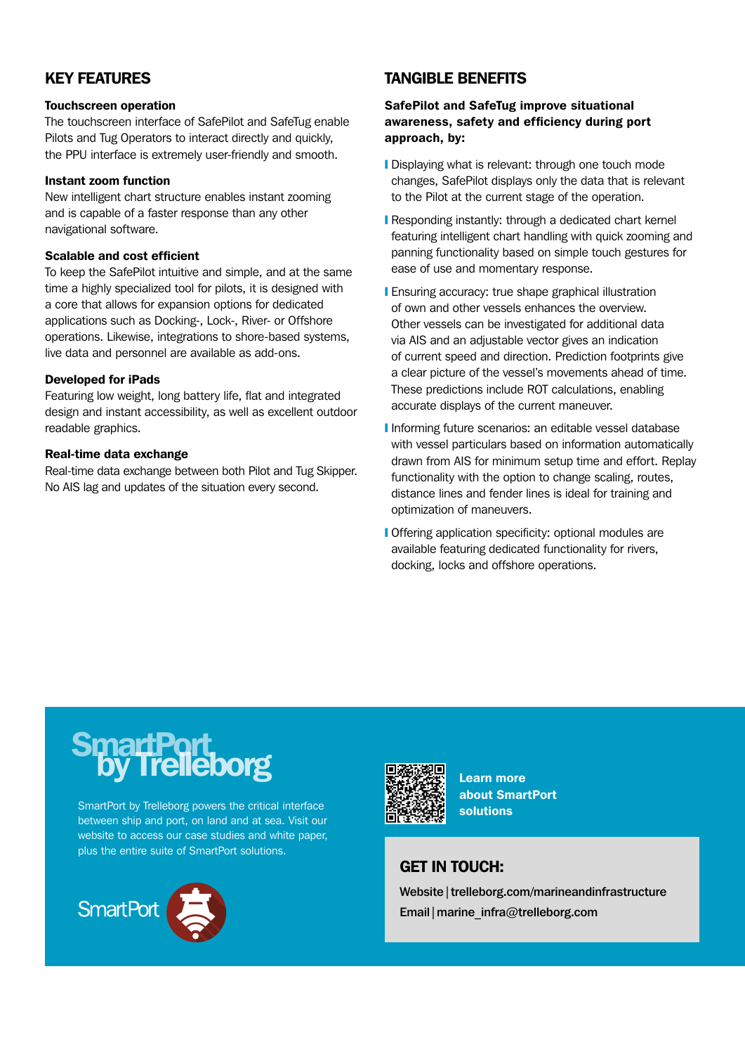## KEY FEATURES

### Touchscreen operation

The touchscreen interface of SafePilot and SafeTug enable Pilots and Tug Operators to interact directly and quickly, the PPU interface is extremely user-friendly and smooth.

### Instant zoom function

New intelligent chart structure enables instant zooming and is capable of a faster response than any other navigational software.

### Scalable and cost efficient

To keep the SafePilot intuitive and simple, and at the same time a highly specialized tool for pilots, it is designed with a core that allows for expansion options for dedicated applications such as Docking-, Lock-, River- or Offshore operations. Likewise, integrations to shore-based systems, live data and personnel are available as add-ons.

### Developed for iPads

Featuring low weight, long battery life, flat and integrated design and instant accessibility, as well as excellent outdoor readable graphics.

### Real-time data exchange

Real-time data exchange between both Pilot and Tug Skipper. No AIS lag and updates of the situation every second.

## TANGIBLE BENEFITS

**SafePilot and SafeTug improve situational awareness, safety and efficiency during port approach, by:**

- Displaying what is relevant: through one touch mode changes, SafePilot displays only the data that is relevant to the Pilot at the current stage of the operation.
- Responding instantly: through a dedicated chart kernel featuring intelligent chart handling with quick zooming and panning functionality based on simple touch gestures for ease of use and momentary response.
- Ensuring accuracy: true shape graphical illustration of own and other vessels enhances the overview. Other vessels can be investigated for additional data via AIS and an adjustable vector gives an indication of current speed and direction. Prediction footprints give a clear picture of the vessel's movements ahead of time. These predictions include ROT calculations, enabling accurate displays of the current maneuver.
- Informing future scenarios: an editable vessel database with vessel particulars based on information automatically drawn from AIS for minimum setup time and effort. Replay functionality with the option to change scaling, routes, distance lines and fender lines is ideal for training and optimization of maneuvers.
- Offering application specificity: optional modules are available featuring dedicated functionality for rivers, docking, locks and offshore operations.

SmartPort by Trelleborg

SmartPort by Trelleborg powers the critical interface between ship and port, on land and at sea. Visit our website to access our case studies and white paper, plus the entire suite of SmartPort solutions.

SmartPort

**Learn more about SmartPort solutions**

## GET IN TOUCH:

**Website | trelleborg.com/marineandinfrastructure**

**Email | marine_infra@trelleborg.com**